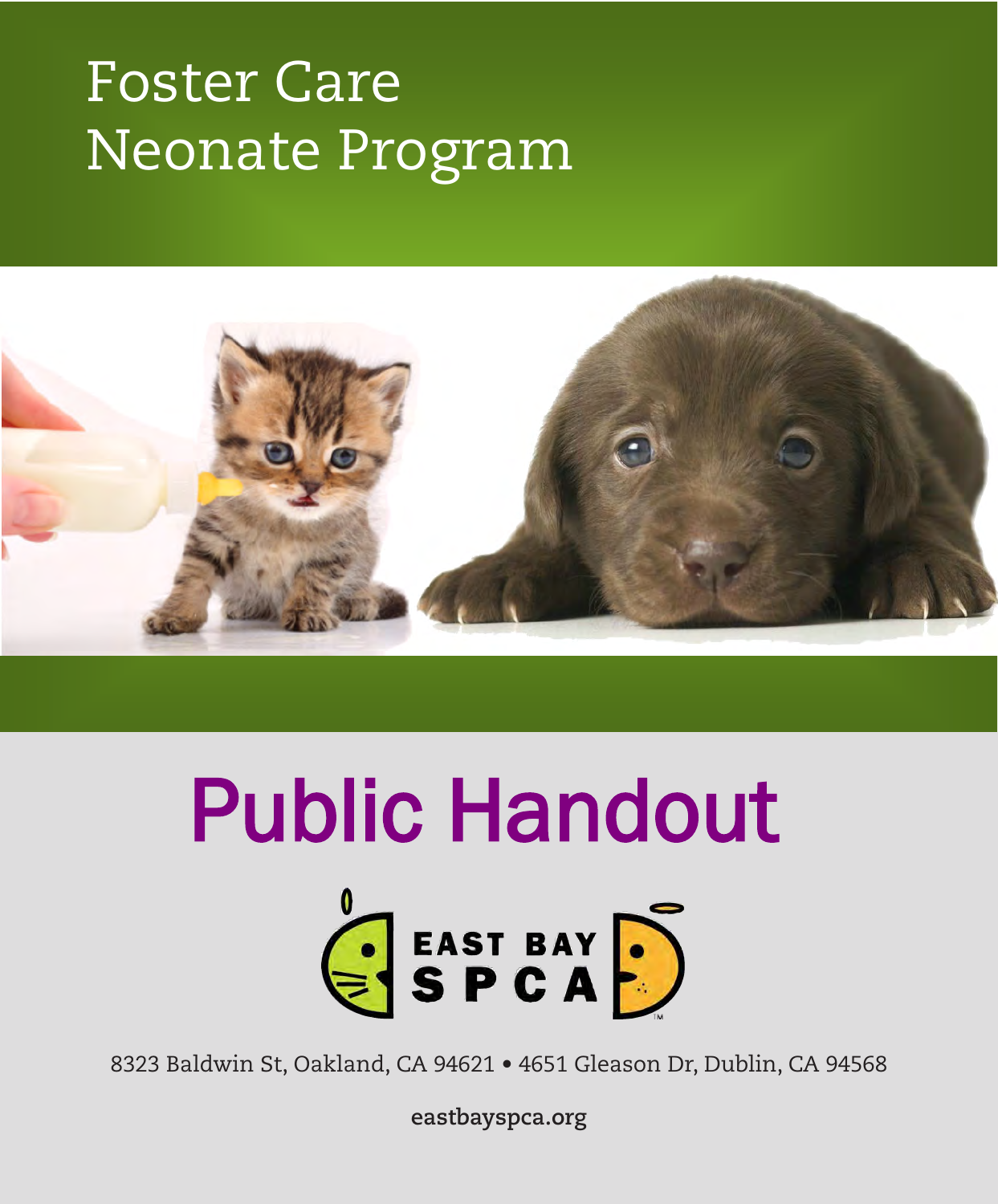# Foster Care Neonate Program

# Public Handout

EAST BAY SPCA

8323 Baldwin St, Oakland, CA 94621 • 4651 Gleason Dr, Dublin, CA 94568

eastbayspca.org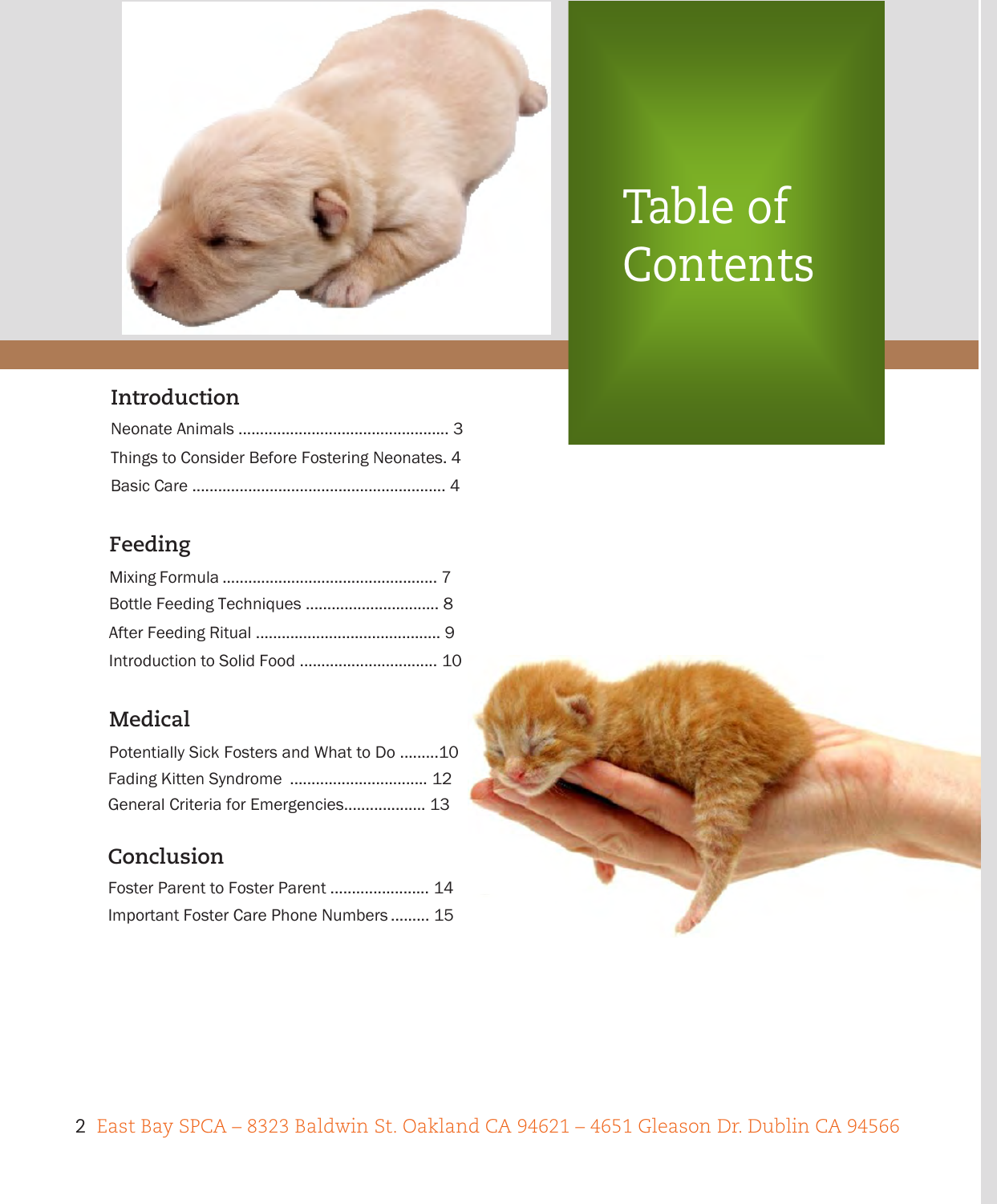# Table of Contents

## Introduction

Neonate Animals ................................................ 3

Things to Consider Before Fostering Neonates. 4

Basic Care .......................................................... 4

## Feeding

Mixing Formula ................................................. 7

Bottle Feeding Techniques .............................. 8

After Feeding Ritual .......................................... 9

Introduction to Solid Food ............................... 10

## Medical

Potentially Sick Fosters and What to Do .........10

Fading Kitten Syndrome ................................ 12

General Criteria for Emergencies................... 13

## Conclusion

Foster Parent to Foster Parent ....................... 14

Important Foster Care Phone Numbers ......... 15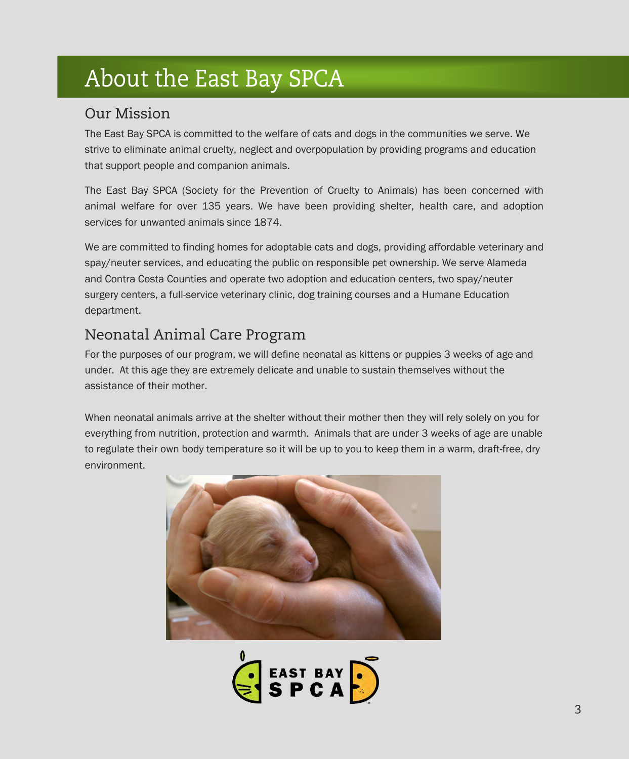# About the East Bay SPCA

## Our Mission

The East Bay SPCA is committed to the welfare of cats and dogs in the communities we serve. We strive to eliminate animal cruelty, neglect and overpopulation by providing programs and education that support people and companion animals.

The East Bay SPCA (Society for the Prevention of Cruelty to Animals) has been concerned with animal welfare for over 135 years. We have been providing shelter, health care, and adoption services for unwanted animals since 1874.

We are committed to finding homes for adoptable cats and dogs, providing affordable veterinary and spay/neuter services, and educating the public on responsible pet ownership. We serve Alameda and Contra Costa Counties and operate two adoption and education centers, two spay/neuter surgery centers, a full-service veterinary clinic, dog training courses and a Humane Education department.

## Neonatal Animal Care Program

For the purposes of our program, we will define neonatal as kittens or puppies 3 weeks of age and under. At this age they are extremely delicate and unable to sustain themselves without the assistance of their mother.

When neonatal animals arrive at the shelter without their mother then they will rely solely on you for everything from nutrition, protection and warmth. Animals that are under 3 weeks of age are unable to regulate their own body temperature so it will be up to you to keep them in a warm, draft-free, dry environment.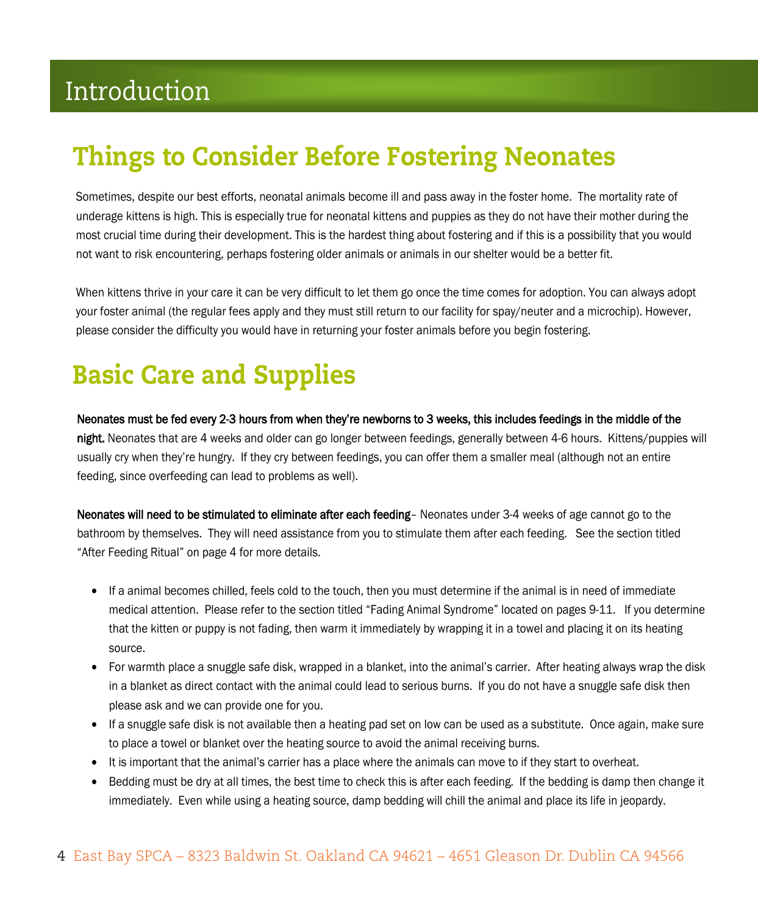# Introduction

## Things to Consider Before Fostering Neonates

Sometimes, despite our best efforts, neonatal animals become ill and pass away in the foster home. The mortality rate of underage kittens is high. This is especially true for neonatal kittens and puppies as they do not have their mother during the most crucial time during their development. This is the hardest thing about fostering and if this is a possibility that you would not want to risk encountering, perhaps fostering older animals or animals in our shelter would be a better fit.

When kittens thrive in your care it can be very difficult to let them go once the time comes for adoption. You can always adopt your foster animal (the regular fees apply and they must still return to our facility for spay/neuter and a microchip). However, please consider the difficulty you would have in returning your foster animals before you begin fostering.

## Basic Care and Supplies

**Neonates must be fed every 2-3 hours from when they're newborns to 3 weeks, this includes feedings in the middle of the night.** Neonates that are 4 weeks and older can go longer between feedings, generally between 4-6 hours. Kittens/puppies will usually cry when they're hungry. If they cry between feedings, you can offer them a smaller meal (although not an entire feeding, since overfeeding can lead to problems as well).

**Neonates will need to be stimulated to eliminate after each feeding**– Neonates under 3-4 weeks of age cannot go to the bathroom by themselves. They will need assistance from you to stimulate them after each feeding. See the section titled "After Feeding Ritual" on page 4 for more details.

- If a animal becomes chilled, feels cold to the touch, then you must determine if the animal is in need of immediate medical attention. Please refer to the section titled "Fading Animal Syndrome" located on pages 9-11. If you determine that the kitten or puppy is not fading, then warm it immediately by wrapping it in a towel and placing it on its heating source.
- For warmth place a snuggle safe disk, wrapped in a blanket, into the animal's carrier. After heating always wrap the disk in a blanket as direct contact with the animal could lead to serious burns. If you do not have a snuggle safe disk then please ask and we can provide one for you.
- If a snuggle safe disk is not available then a heating pad set on low can be used as a substitute. Once again, make sure to place a towel or blanket over the heating source to avoid the animal receiving burns.
- It is important that the animal's carrier has a place where the animals can move to if they start to overheat.
- Bedding must be dry at all times, the best time to check this is after each feeding. If the bedding is damp then change it immediately. Even while using a heating source, damp bedding will chill the animal and place its life in jeopardy.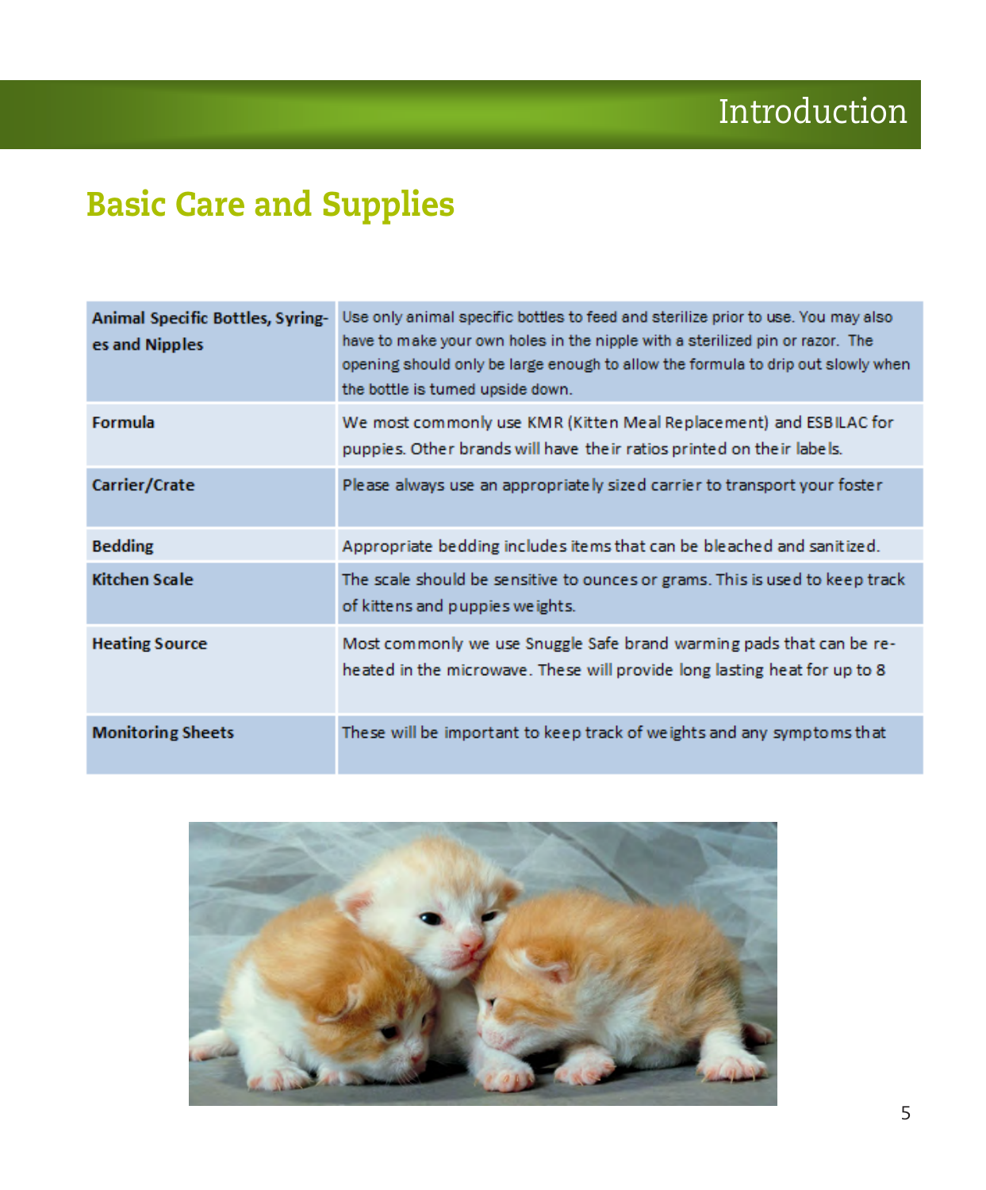# Basic Care and Supplies

| Animal Specific Bottles, Syringes and Nipples | Use only animal specific bottles to feed and sterilize prior to use. You may also have to make your own holes in the nipple with a sterilized pin or razor. The opening should only be large enough to allow the formula to drip out slowly when the bottle is turned upside down. |
|---|---|
| **Formula** | We most commonly use KMR (Kitten Meal Replacement) and ESBILAC for puppies. Other brands will have their ratios printed on their labels. |
| **Carrier/Crate** | Please always use an appropriately sized carrier to transport your foster |
| **Bedding** | Appropriate bedding includes items that can be bleached and sanitized. |
| **Kitchen Scale** | The scale should be sensitive to ounces or grams. This is used to keep track of kittens and puppies weights. |
| **Heating Source** | Most commonly we use Snuggle Safe brand warming pads that can be re-heated in the microwave. These will provide long lasting heat for up to 8 |
| **Monitoring Sheets** | These will be important to keep track of weights and any symptoms that |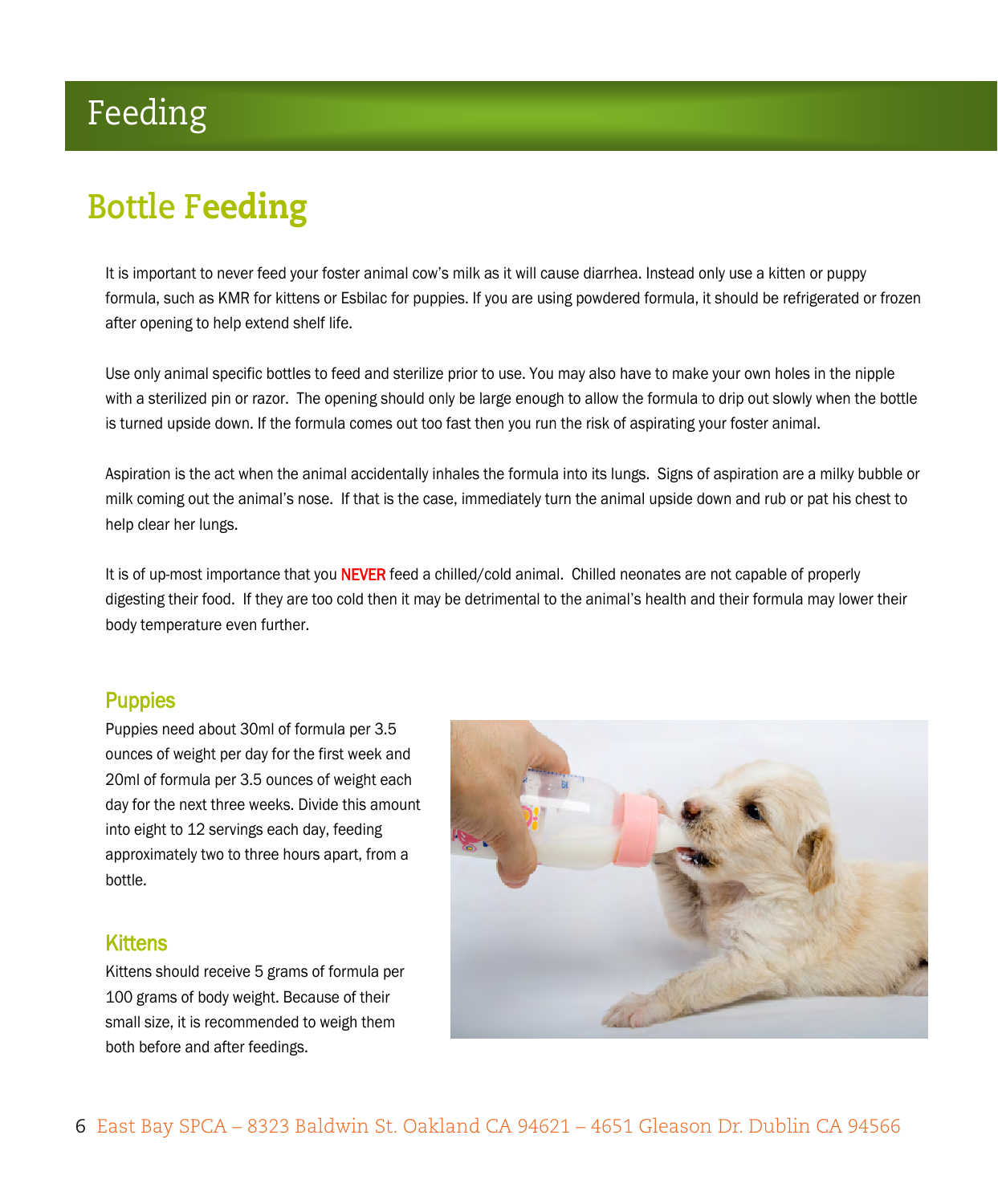# Feeding

## Bottle Feeding

It is important to never feed your foster animal cow's milk as it will cause diarrhea. Instead only use a kitten or puppy formula, such as KMR for kittens or Esbilac for puppies. If you are using powdered formula, it should be refrigerated or frozen after opening to help extend shelf life.

Use only animal specific bottles to feed and sterilize prior to use. You may also have to make your own holes in the nipple with a sterilized pin or razor. The opening should only be large enough to allow the formula to drip out slowly when the bottle is turned upside down. If the formula comes out too fast then you run the risk of aspirating your foster animal.

Aspiration is the act when the animal accidentally inhales the formula into its lungs. Signs of aspiration are a milky bubble or milk coming out the animal's nose. If that is the case, immediately turn the animal upside down and rub or pat his chest to help clear her lungs.

It is of up-most importance that you **NEVER** feed a chilled/cold animal. Chilled neonates are not capable of properly digesting their food. If they are too cold then it may be detrimental to the animal's health and their formula may lower their body temperature even further.

### Puppies

Puppies need about 30ml of formula per 3.5 ounces of weight per day for the first week and 20ml of formula per 3.5 ounces of weight each day for the next three weeks. Divide this amount into eight to 12 servings each day, feeding approximately two to three hours apart, from a bottle.

### Kittens

Kittens should receive 5 grams of formula per 100 grams of body weight. Because of their small size, it is recommended to weigh them both before and after feedings.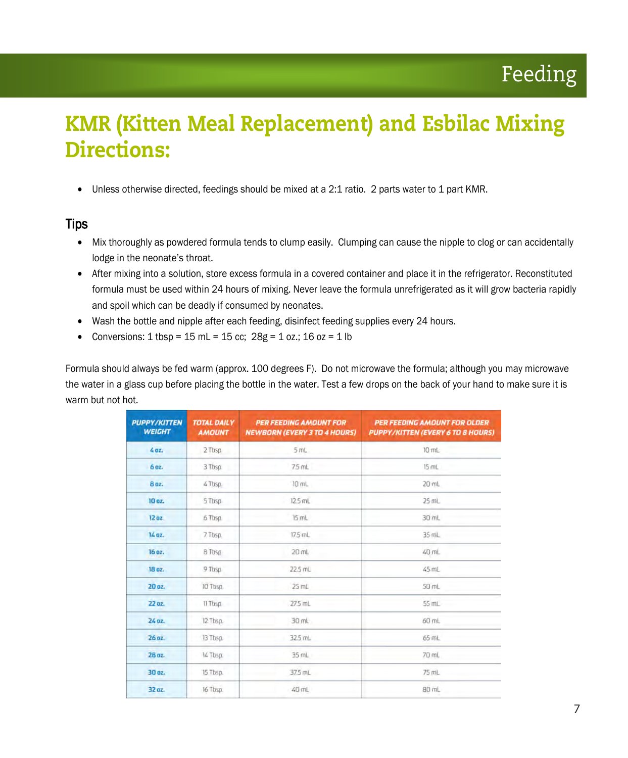# KMR (Kitten Meal Replacement) and Esbilac Mixing Directions:

- Unless otherwise directed, feedings should be mixed at a 2:1 ratio. 2 parts water to 1 part KMR.

## Tips

- Mix thoroughly as powdered formula tends to clump easily. Clumping can cause the nipple to clog or can accidentally lodge in the neonate's throat.
- After mixing into a solution, store excess formula in a covered container and place it in the refrigerator. Reconstituted formula must be used within 24 hours of mixing. Never leave the formula unrefrigerated as it will grow bacteria rapidly and spoil which can be deadly if consumed by neonates.
- Wash the bottle and nipple after each feeding, disinfect feeding supplies every 24 hours.
- Conversions: 1 tbsp = 15 mL = 15 cc; 28g = 1 oz.; 16 oz = 1 lb

Formula should always be fed warm (approx. 100 degrees F). Do not microwave the formula; although you may microwave the water in a glass cup before placing the bottle in the water. Test a few drops on the back of your hand to make sure it is warm but not hot.

| PUPPY/KITTEN WEIGHT | TOTAL DAILY AMOUNT | PER FEEDING AMOUNT FOR NEWBORN (EVERY 3 TO 4 HOURS) | PER FEEDING AMOUNT FOR OLDER PUPPY/KITTEN (EVERY 6 TO 8 HOURS) |
|---|---|---|---|
| 4 oz. | 2 Tbsp. | 5 mL | 10 mL |
| 6 oz. | 3 Tbsp. | 7.5 mL | 15 mL |
| 8 oz. | 4 Tbsp. | 10 mL | 20 mL |
| 10 oz. | 5 Tbsp. | 12.5 mL | 25 mL |
| 12 oz. | 6 Tbsp. | 15 mL | 30 mL |
| 14 oz. | 7 Tbsp. | 17.5 mL | 35 mL |
| 16 oz. | 8 Tbsp. | 20 mL | 40 mL |
| 18 oz. | 9 Tbsp. | 22.5 mL | 45 mL |
| 20 oz. | 10 Tbsp. | 25 mL | 50 mL |
| 22 oz. | 11 Tbsp. | 27.5 mL | 55 mL |
| 24 oz. | 12 Tbsp. | 30 mL | 60 mL |
| 26 oz. | 13 Tbsp. | 32.5 mL | 65 mL |
| 28 oz. | 14 Tbsp. | 35 mL | 70 mL |
| 30 oz. | 15 Tbsp. | 37.5 mL | 75 mL |
| 32 oz. | 16 Tbsp. | 40 mL | 80 mL |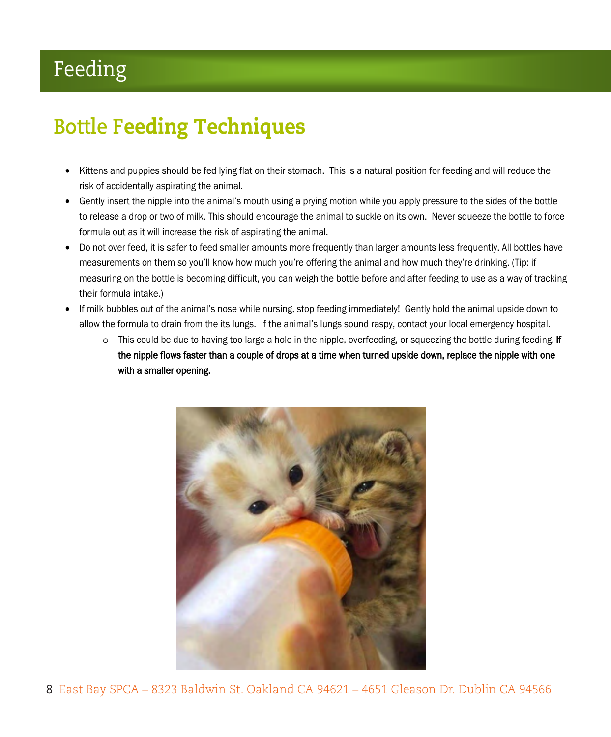# Feeding

## Bottle Feeding Techniques

- Kittens and puppies should be fed lying flat on their stomach. This is a natural position for feeding and will reduce the risk of accidentally aspirating the animal.
- Gently insert the nipple into the animal's mouth using a prying motion while you apply pressure to the sides of the bottle to release a drop or two of milk. This should encourage the animal to suckle on its own. Never squeeze the bottle to force formula out as it will increase the risk of aspirating the animal.
- Do not over feed, it is safer to feed smaller amounts more frequently than larger amounts less frequently. All bottles have measurements on them so you'll know how much you're offering the animal and how much they're drinking. (Tip: if measuring on the bottle is becoming difficult, you can weigh the bottle before and after feeding to use as a way of tracking their formula intake.)
- If milk bubbles out of the animal's nose while nursing, stop feeding immediately! Gently hold the animal upside down to allow the formula to drain from the its lungs. If the animal's lungs sound raspy, contact your local emergency hospital.
    - This could be due to having too large a hole in the nipple, overfeeding, or squeezing the bottle during feeding. **If the nipple flows faster than a couple of drops at a time when turned upside down, replace the nipple with one with a smaller opening.**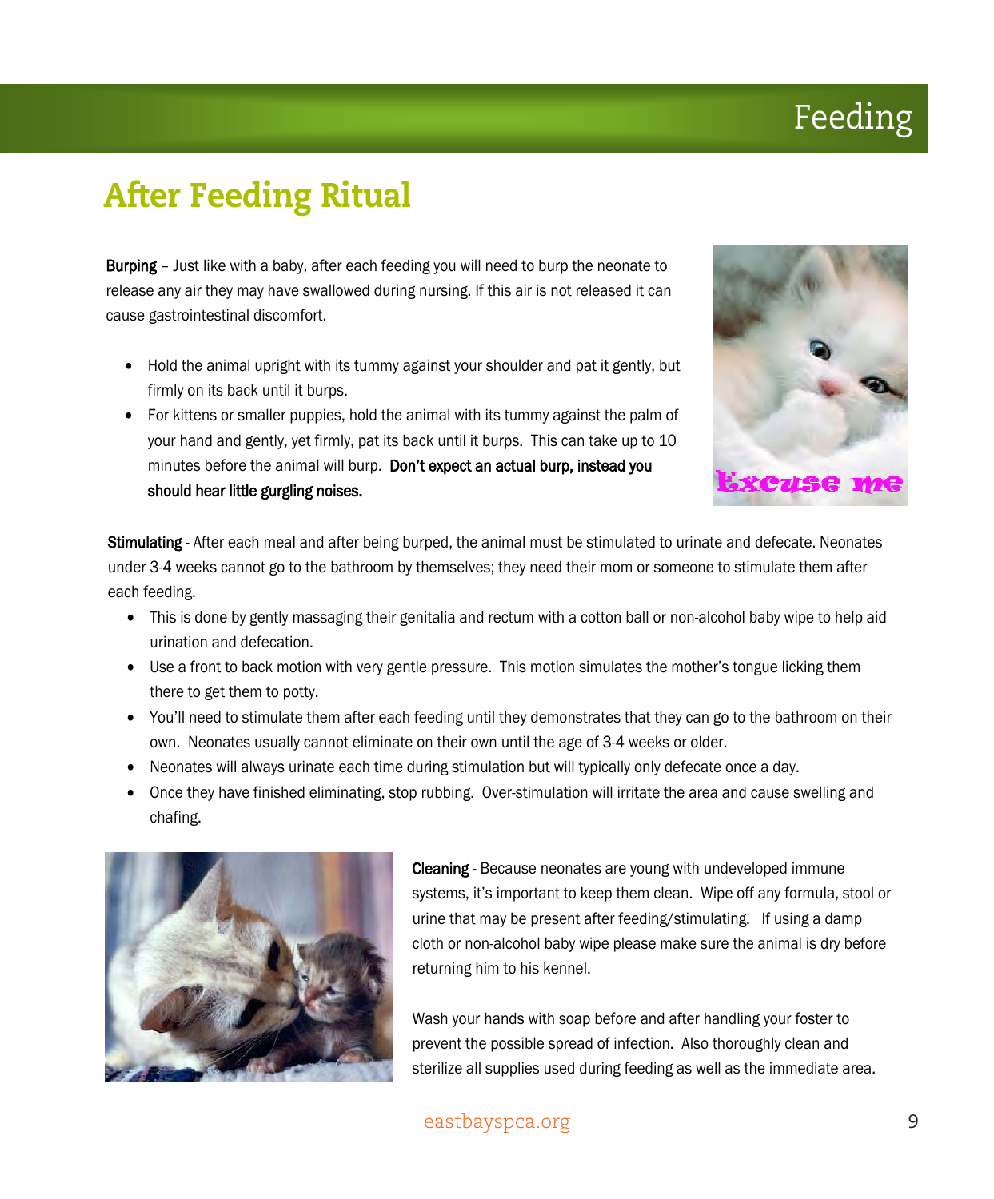# After Feeding Ritual

**Burping** – Just like with a baby, after each feeding you will need to burp the neonate to release any air they may have swallowed during nursing. If this air is not released it can cause gastrointestinal discomfort.

- Hold the animal upright with its tummy against your shoulder and pat it gently, but firmly on its back until it burps.
- For kittens or smaller puppies, hold the animal with its tummy against the palm of your hand and gently, yet firmly, pat its back until it burps. This can take up to 10 minutes before the animal will burp. **Don't expect an actual burp, instead you should hear little gurgling noises.**

**Stimulating** - After each meal and after being burped, the animal must be stimulated to urinate and defecate. Neonates under 3-4 weeks cannot go to the bathroom by themselves; they need their mom or someone to stimulate them after each feeding.

- This is done by gently massaging their genitalia and rectum with a cotton ball or non-alcohol baby wipe to help aid urination and defecation.
- Use a front to back motion with very gentle pressure. This motion simulates the mother's tongue licking them there to get them to potty.
- You'll need to stimulate them after each feeding until they demonstrates that they can go to the bathroom on their own. Neonates usually cannot eliminate on their own until the age of 3-4 weeks or older.
- Neonates will always urinate each time during stimulation but will typically only defecate once a day.
- Once they have finished eliminating, stop rubbing. Over-stimulation will irritate the area and cause swelling and chafing.

**Cleaning** - Because neonates are young with undeveloped immune systems, it's important to keep them clean. Wipe off any formula, stool or urine that may be present after feeding/stimulating. If using a damp cloth or non-alcohol baby wipe please make sure the animal is dry before returning him to his kennel.

Wash your hands with soap before and after handling your foster to prevent the possible spread of infection. Also thoroughly clean and sterilize all supplies used during feeding as well as the immediate area.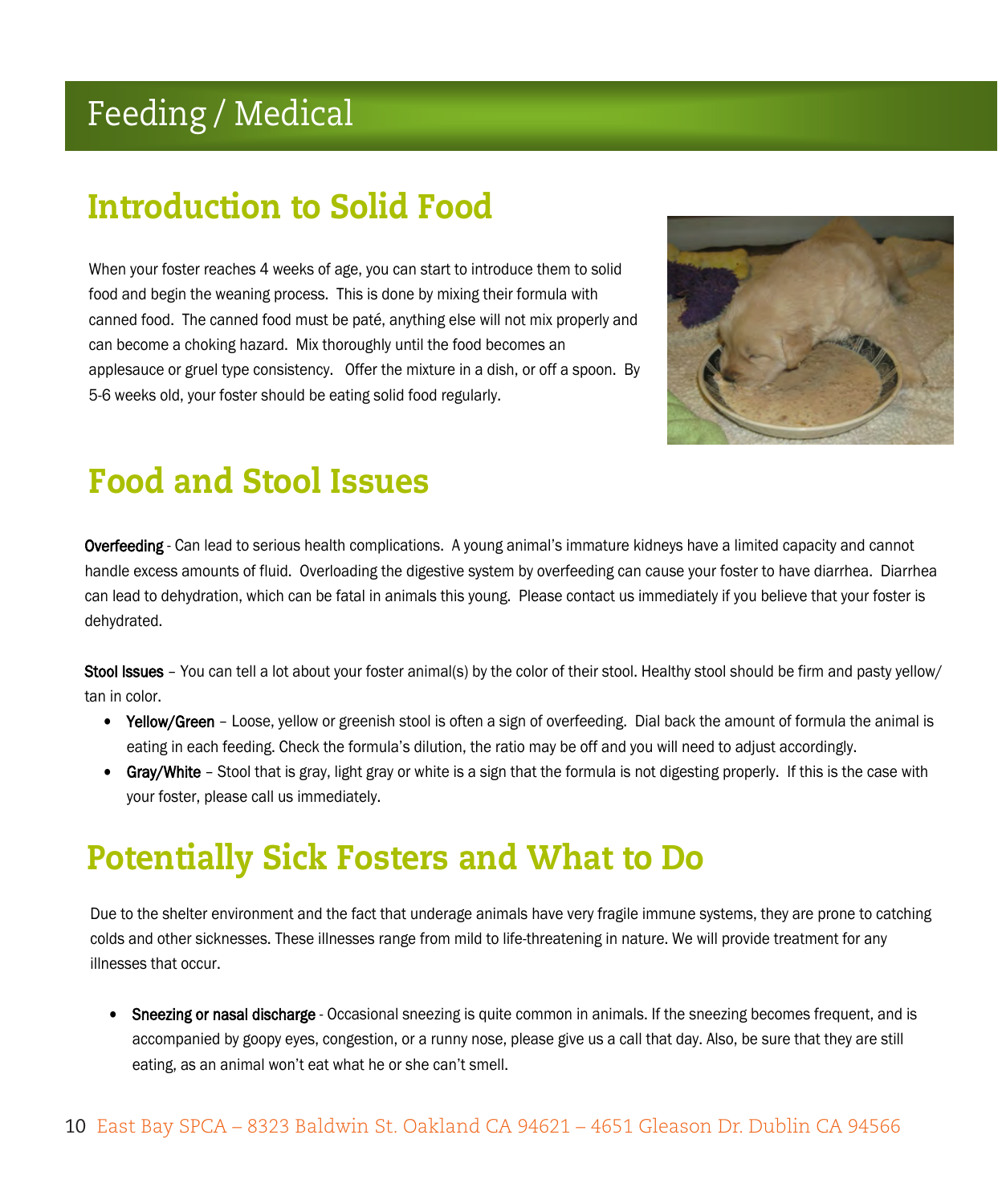# Feeding / Medical

## Introduction to Solid Food

When your foster reaches 4 weeks of age, you can start to introduce them to solid food and begin the weaning process. This is done by mixing their formula with canned food. The canned food must be paté, anything else will not mix properly and can become a choking hazard. Mix thoroughly until the food becomes an applesauce or gruel type consistency. Offer the mixture in a dish, or off a spoon. By 5-6 weeks old, your foster should be eating solid food regularly.

## Food and Stool Issues

**Overfeeding** - Can lead to serious health complications. A young animal's immature kidneys have a limited capacity and cannot handle excess amounts of fluid. Overloading the digestive system by overfeeding can cause your foster to have diarrhea. Diarrhea can lead to dehydration, which can be fatal in animals this young. Please contact us immediately if you believe that your foster is dehydrated.

**Stool Issues** – You can tell a lot about your foster animal(s) by the color of their stool. Healthy stool should be firm and pasty yellow/ tan in color.

- **Yellow/Green** – Loose, yellow or greenish stool is often a sign of overfeeding. Dial back the amount of formula the animal is eating in each feeding. Check the formula's dilution, the ratio may be off and you will need to adjust accordingly.
- **Gray/White** – Stool that is gray, light gray or white is a sign that the formula is not digesting properly. If this is the case with your foster, please call us immediately.

## Potentially Sick Fosters and What to Do

Due to the shelter environment and the fact that underage animals have very fragile immune systems, they are prone to catching colds and other sicknesses. These illnesses range from mild to life-threatening in nature. We will provide treatment for any illnesses that occur.

- **Sneezing or nasal discharge** - Occasional sneezing is quite common in animals. If the sneezing becomes frequent, and is accompanied by goopy eyes, congestion, or a runny nose, please give us a call that day. Also, be sure that they are still eating, as an animal won't eat what he or she can't smell.

East Bay SPCA – 8323 Baldwin St. Oakland CA 94621 – 4651 Gleason Dr. Dublin CA 94566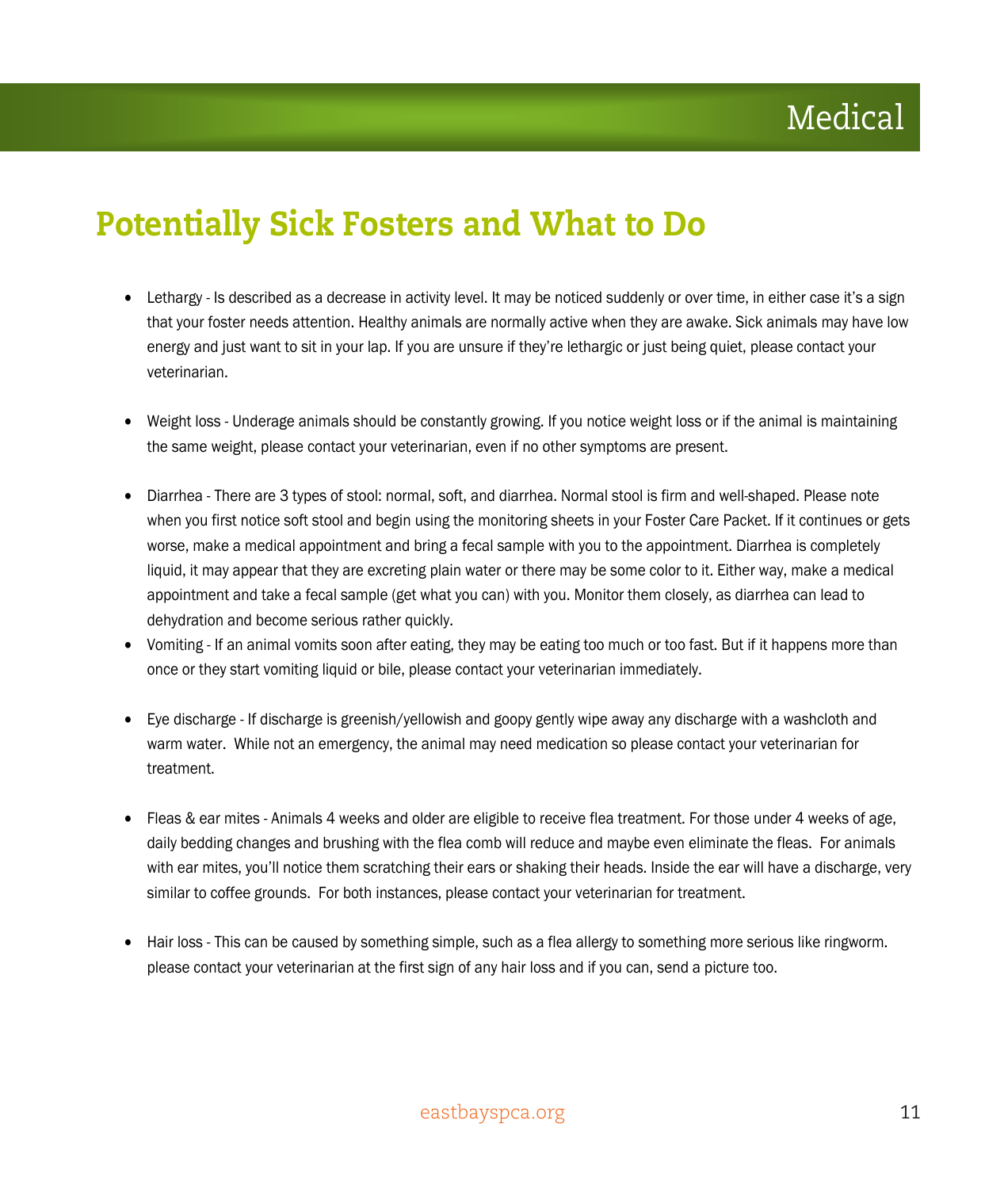# Medical

## Potentially Sick Fosters and What to Do

- Lethargy - Is described as a decrease in activity level. It may be noticed suddenly or over time, in either case it's a sign that your foster needs attention. Healthy animals are normally active when they are awake. Sick animals may have low energy and just want to sit in your lap. If you are unsure if they're lethargic or just being quiet, please contact your veterinarian.

- Weight loss - Underage animals should be constantly growing. If you notice weight loss or if the animal is maintaining the same weight, please contact your veterinarian, even if no other symptoms are present.

- Diarrhea - There are 3 types of stool: normal, soft, and diarrhea. Normal stool is firm and well-shaped. Please note when you first notice soft stool and begin using the monitoring sheets in your Foster Care Packet. If it continues or gets worse, make a medical appointment and bring a fecal sample with you to the appointment. Diarrhea is completely liquid, it may appear that they are excreting plain water or there may be some color to it. Either way, make a medical appointment and take a fecal sample (get what you can) with you. Monitor them closely, as diarrhea can lead to dehydration and become serious rather quickly.
- Vomiting - If an animal vomits soon after eating, they may be eating too much or too fast. But if it happens more than once or they start vomiting liquid or bile, please contact your veterinarian immediately.

- Eye discharge - If discharge is greenish/yellowish and goopy gently wipe away any discharge with a washcloth and warm water. While not an emergency, the animal may need medication so please contact your veterinarian for treatment.

- Fleas & ear mites - Animals 4 weeks and older are eligible to receive flea treatment. For those under 4 weeks of age, daily bedding changes and brushing with the flea comb will reduce and maybe even eliminate the fleas. For animals with ear mites, you'll notice them scratching their ears or shaking their heads. Inside the ear will have a discharge, very similar to coffee grounds. For both instances, please contact your veterinarian for treatment.

- Hair loss - This can be caused by something simple, such as a flea allergy to something more serious like ringworm. please contact your veterinarian at the first sign of any hair loss and if you can, send a picture too.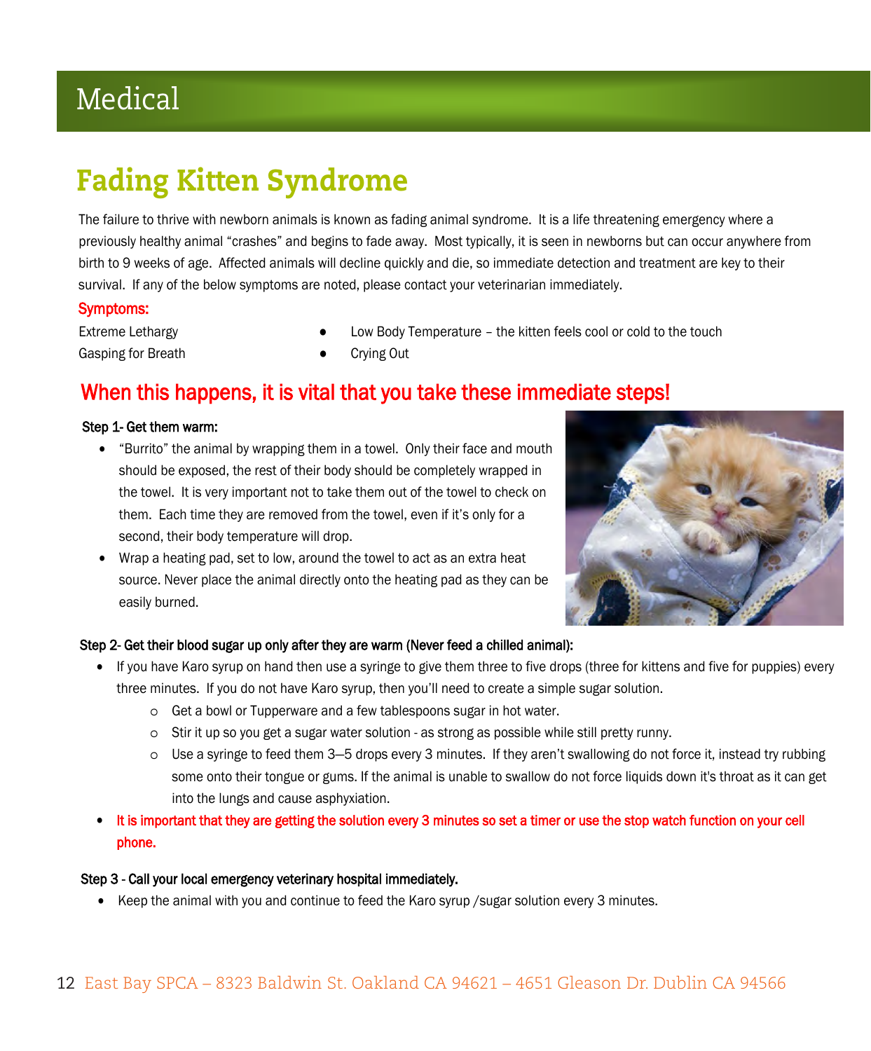# Medical

## Fading Kitten Syndrome

The failure to thrive with newborn animals is known as fading animal syndrome. It is a life threatening emergency where a previously healthy animal "crashes" and begins to fade away. Most typically, it is seen in newborns but can occur anywhere from birth to 9 weeks of age. Affected animals will decline quickly and die, so immediate detection and treatment are key to their survival. If any of the below symptoms are noted, please contact your veterinarian immediately.

**Symptoms:**

- Extreme Lethargy
- Gasping for Breath
- Low Body Temperature – the kitten feels cool or cold to the touch
- Crying Out

### When this happens, it is vital that you take these immediate steps!

**Step 1- Get them warm:**

- "Burrito" the animal by wrapping them in a towel. Only their face and mouth should be exposed, the rest of their body should be completely wrapped in the towel. It is very important not to take them out of the towel to check on them. Each time they are removed from the towel, even if it's only for a second, their body temperature will drop.
- Wrap a heating pad, set to low, around the towel to act as an extra heat source. Never place the animal directly onto the heating pad as they can be easily burned.

**Step 2- Get their blood sugar up only after they are warm (Never feed a chilled animal):**

- If you have Karo syrup on hand then use a syringe to give them three to five drops (three for kittens and five for puppies) every three minutes. If you do not have Karo syrup, then you'll need to create a simple sugar solution.
  - Get a bowl or Tupperware and a few tablespoons sugar in hot water.
  - Stir it up so you get a sugar water solution - as strong as possible while still pretty runny.
  - Use a syringe to feed them 3—5 drops every 3 minutes. If they aren't swallowing do not force it, instead try rubbing some onto their tongue or gums. If the animal is unable to swallow do not force liquids down it's throat as it can get into the lungs and cause asphyxiation.
- **It is important that they are getting the solution every 3 minutes so set a timer or use the stop watch function on your cell phone.**

**Step 3 - Call your local emergency veterinary hospital immediately.**

- Keep the animal with you and continue to feed the Karo syrup /sugar solution every 3 minutes.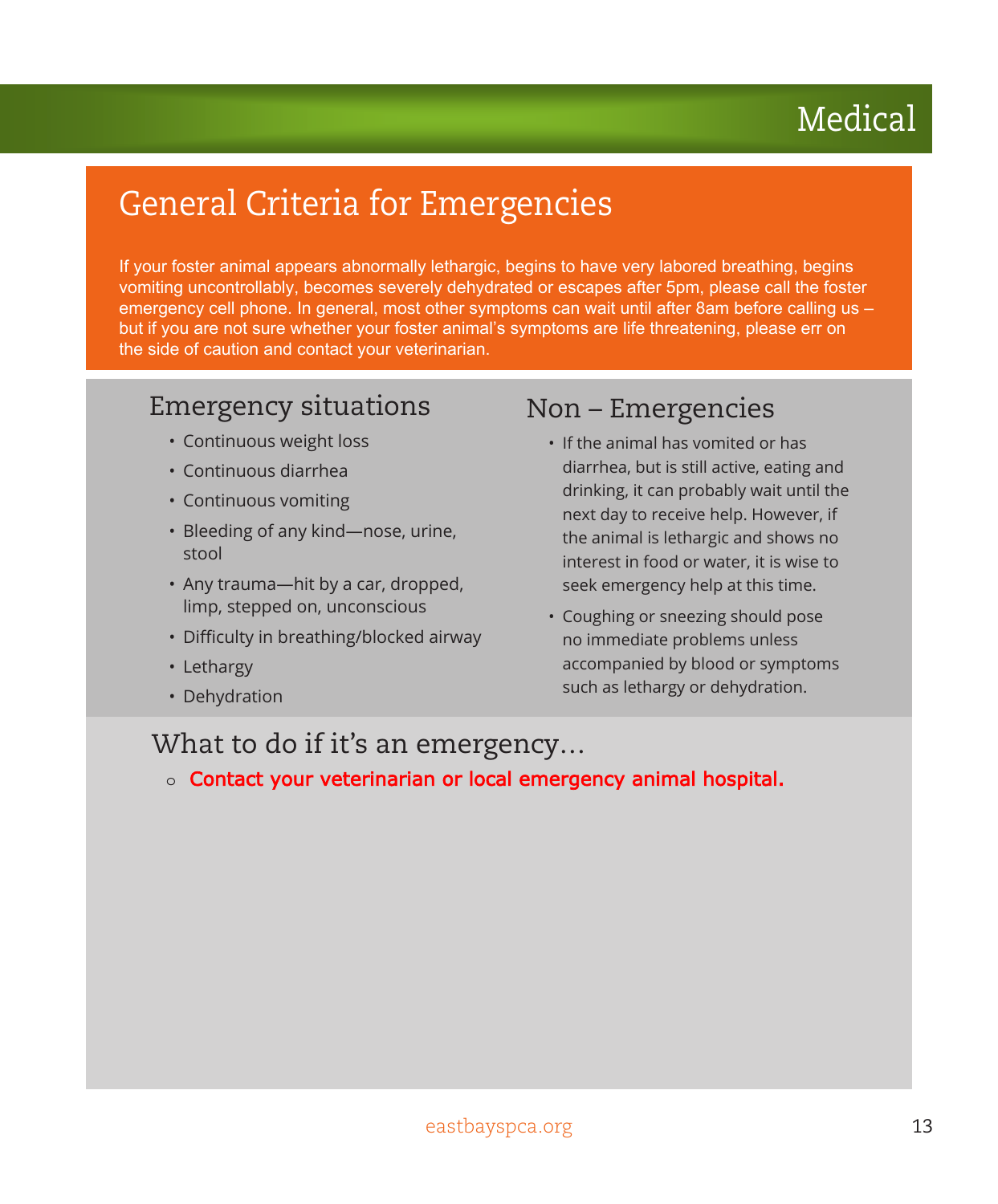# Medical

## General Criteria for Emergencies

If your foster animal appears abnormally lethargic, begins to have very labored breathing, begins vomiting uncontrollably, becomes severely dehydrated or escapes after 5pm, please call the foster emergency cell phone. In general, most other symptoms can wait until after 8am before calling us – but if you are not sure whether your foster animal's symptoms are life threatening, please err on the side of caution and contact your veterinarian.

### Emergency situations

- Continuous weight loss
- Continuous diarrhea
- Continuous vomiting
- Bleeding of any kind—nose, urine, stool
- Any trauma—hit by a car, dropped, limp, stepped on, unconscious
- Difficulty in breathing/blocked airway
- Lethargy
- Dehydration

### Non – Emergencies

- If the animal has vomited or has diarrhea, but is still active, eating and drinking, it can probably wait until the next day to receive help. However, if the animal is lethargic and shows no interest in food or water, it is wise to seek emergency help at this time.
- Coughing or sneezing should pose no immediate problems unless accompanied by blood or symptoms such as lethargy or dehydration.

### What to do if it's an emergency…

- **Contact your veterinarian or local emergency animal hospital.**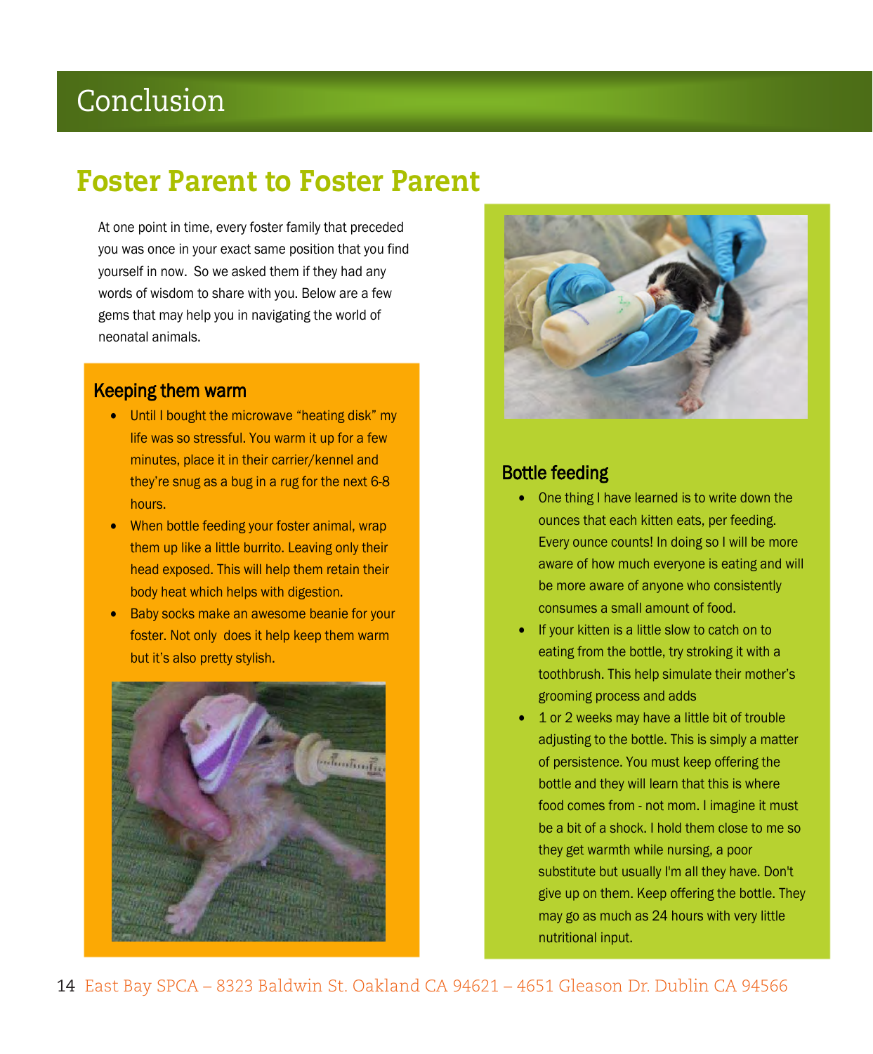# Conclusion

## Foster Parent to Foster Parent

At one point in time, every foster family that preceded you was once in your exact same position that you find yourself in now. So we asked them if they had any words of wisdom to share with you. Below are a few gems that may help you in navigating the world of neonatal animals.

### Keeping them warm

- Until I bought the microwave "heating disk" my life was so stressful. You warm it up for a few minutes, place it in their carrier/kennel and they're snug as a bug in a rug for the next 6-8 hours.
- When bottle feeding your foster animal, wrap them up like a little burrito. Leaving only their head exposed. This will help them retain their body heat which helps with digestion.
- Baby socks make an awesome beanie for your foster. Not only does it help keep them warm but it's also pretty stylish.

### Bottle feeding

- One thing I have learned is to write down the ounces that each kitten eats, per feeding. Every ounce counts! In doing so I will be more aware of how much everyone is eating and will be more aware of anyone who consistently consumes a small amount of food.
- If your kitten is a little slow to catch on to eating from the bottle, try stroking it with a toothbrush. This help simulate their mother's grooming process and adds
- 1 or 2 weeks may have a little bit of trouble adjusting to the bottle. This is simply a matter of persistence. You must keep offering the bottle and they will learn that this is where food comes from - not mom. I imagine it must be a bit of a shock. I hold them close to me so they get warmth while nursing, a poor substitute but usually I'm all they have. Don't give up on them. Keep offering the bottle. They may go as much as 24 hours with very little nutritional input.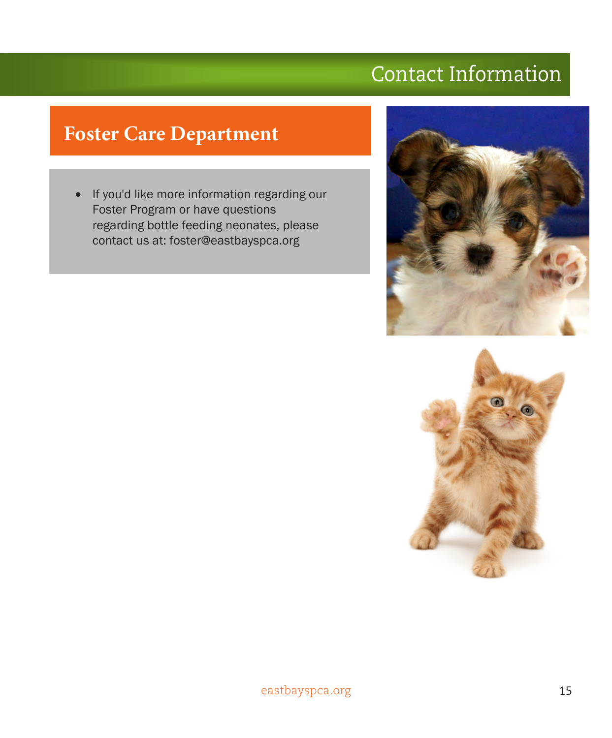# Contact Information

## Foster Care Department

- If you'd like more information regarding our Foster Program or have questions regarding bottle feeding neonates, please contact us at: foster@eastbayspca.org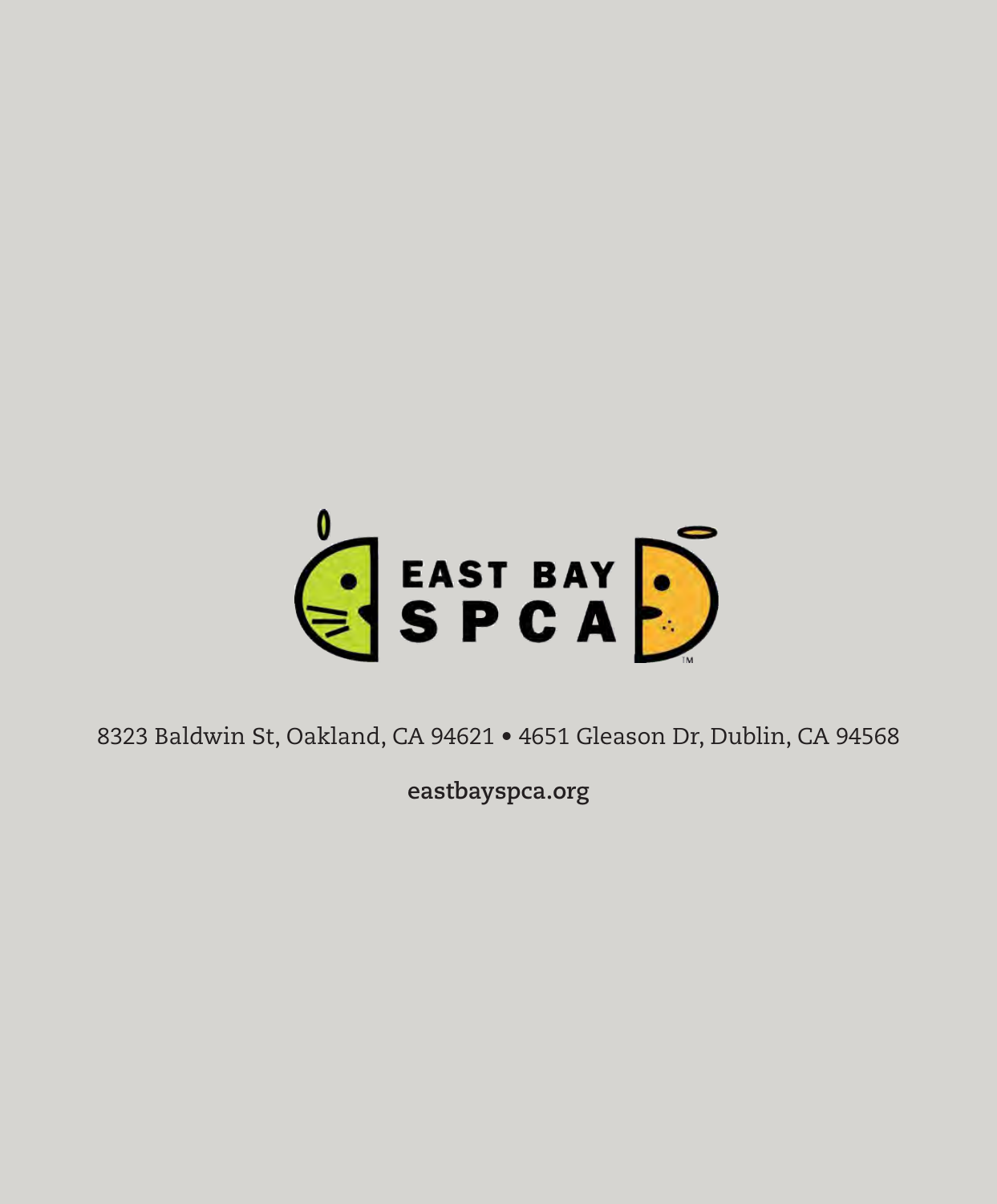EAST BAY SPCA

8323 Baldwin St, Oakland, CA 94621 • 4651 Gleason Dr, Dublin, CA 94568

**eastbayspca.org**